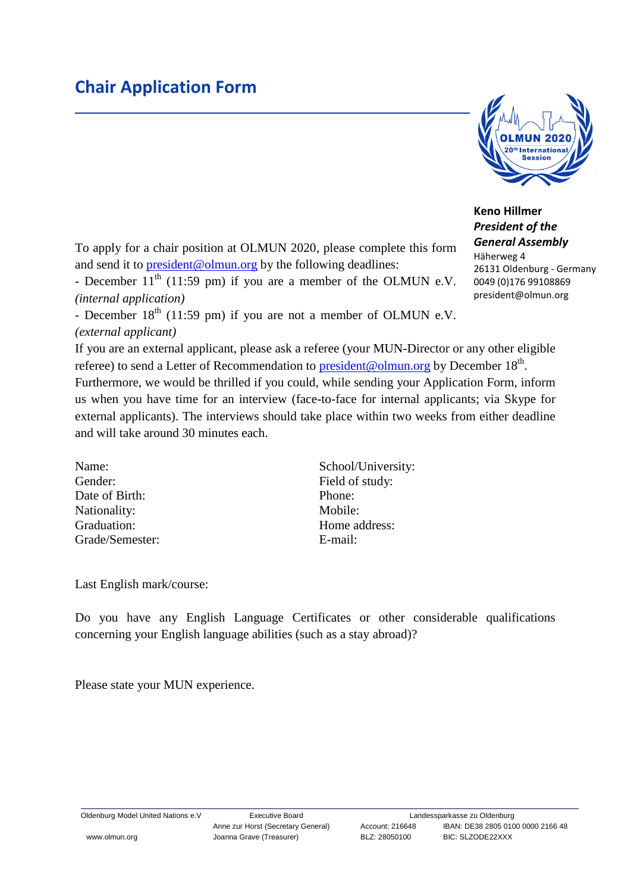# Chair Application Form

**Keno Hillmer**
***President of the General Assembly***
Häherweg 4
26131 Oldenburg - Germany
0049 (0)176 99108869
president@olmun.org

To apply for a chair position at OLMUN 2020, please complete this form and send it to president@olmun.org by the following deadlines:

- December 11th (11:59 pm) if you are a member of the OLMUN e.V. *(internal application)*
- December 18th (11:59 pm) if you are not a member of OLMUN e.V. *(external applicant)*

If you are an external applicant, please ask a referee (your MUN-Director or any other eligible referee) to send a Letter of Recommendation to president@olmun.org by December 18th.
Furthermore, we would be thrilled if you could, while sending your Application Form, inform us when you have time for an interview (face-to-face for internal applicants; via Skype for external applicants). The interviews should take place within two weeks from either deadline and will take around 30 minutes each.

Name:
Gender:
Date of Birth:
Nationality:
Graduation:
Grade/Semester:

School/University:
Field of study:
Phone:
Mobile:
Home address:
E-mail:

Last English mark/course:

Do you have any English Language Certificates or other considerable qualifications concerning your English language abilities (such as a stay abroad)?

Please state your MUN experience.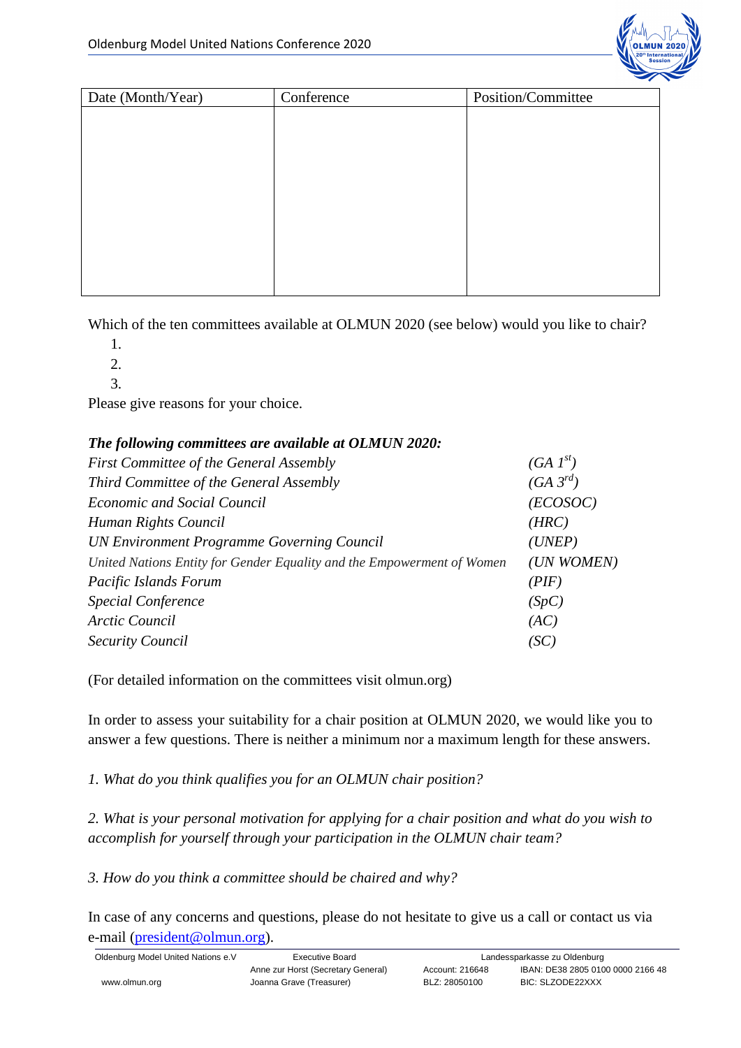| Date (Month/Year) | Conference | Position/Committee |
|---|---|---|
| | | |

Which of the ten committees available at OLMUN 2020 (see below) would you like to chair?

1.
2.
3.

Please give reasons for your choice.

***The following committees are available at OLMUN 2020:***

| | |
|---|---|
| *First Committee of the General Assembly* | *(GA 1st)* |
| *Third Committee of the General Assembly* | *(GA 3rd)* |
| *Economic and Social Council* | *(ECOSOC)* |
| *Human Rights Council* | *(HRC)* |
| *UN Environment Programme Governing Council* | *(UNEP)* |
| *United Nations Entity for Gender Equality and the Empowerment of Women* | *(UN WOMEN)* |
| *Pacific Islands Forum* | *(PIF)* |
| *Special Conference* | *(SpC)* |
| *Arctic Council* | *(AC)* |
| *Security Council* | *(SC)* |

(For detailed information on the committees visit olmun.org)

In order to assess your suitability for a chair position at OLMUN 2020, we would like you to answer a few questions. There is neither a minimum nor a maximum length for these answers.

*1. What do you think qualifies you for an OLMUN chair position?*

*2. What is your personal motivation for applying for a chair position and what do you wish to accomplish for yourself through your participation in the OLMUN chair team?*

*3. How do you think a committee should be chaired and why?*

In case of any concerns and questions, please do not hesitate to give us a call or contact us via e-mail (president@olmun.org).